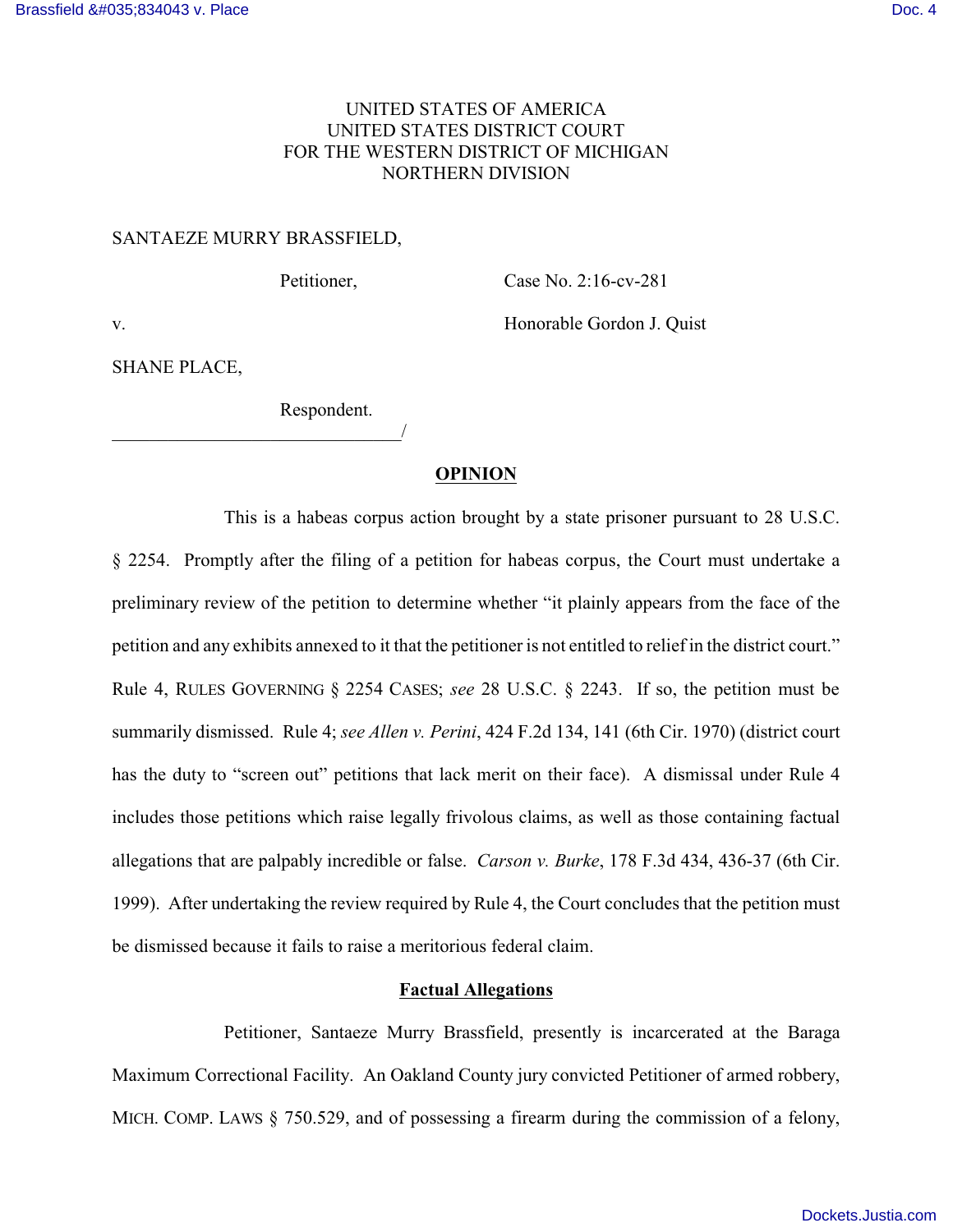UNITED STATES OF AMERICA
UNITED STATES DISTRICT COURT
FOR THE WESTERN DISTRICT OF MICHIGAN
NORTHERN DIVISION

SANTAEZE MURRY BRASSFIELD,

Petitioner,

Case No. 2:16-cv-281

v.

Honorable Gordon J. Quist

SHANE PLACE,

Respondent.

_______________________________/

## OPINION

This is a habeas corpus action brought by a state prisoner pursuant to 28 U.S.C. § 2254. Promptly after the filing of a petition for habeas corpus, the Court must undertake a preliminary review of the petition to determine whether "it plainly appears from the face of the petition and any exhibits annexed to it that the petitioner is not entitled to relief in the district court." Rule 4, RULES GOVERNING § 2254 CASES; *see* 28 U.S.C. § 2243. If so, the petition must be summarily dismissed. Rule 4; *see Allen v. Perini*, 424 F.2d 134, 141 (6th Cir. 1970) (district court has the duty to "screen out" petitions that lack merit on their face). A dismissal under Rule 4 includes those petitions which raise legally frivolous claims, as well as those containing factual allegations that are palpably incredible or false. *Carson v. Burke*, 178 F.3d 434, 436-37 (6th Cir. 1999). After undertaking the review required by Rule 4, the Court concludes that the petition must be dismissed because it fails to raise a meritorious federal claim.

### Factual Allegations

Petitioner, Santaeze Murry Brassfield, presently is incarcerated at the Baraga Maximum Correctional Facility. An Oakland County jury convicted Petitioner of armed robbery, MICH. COMP. LAWS § 750.529, and of possessing a firearm during the commission of a felony,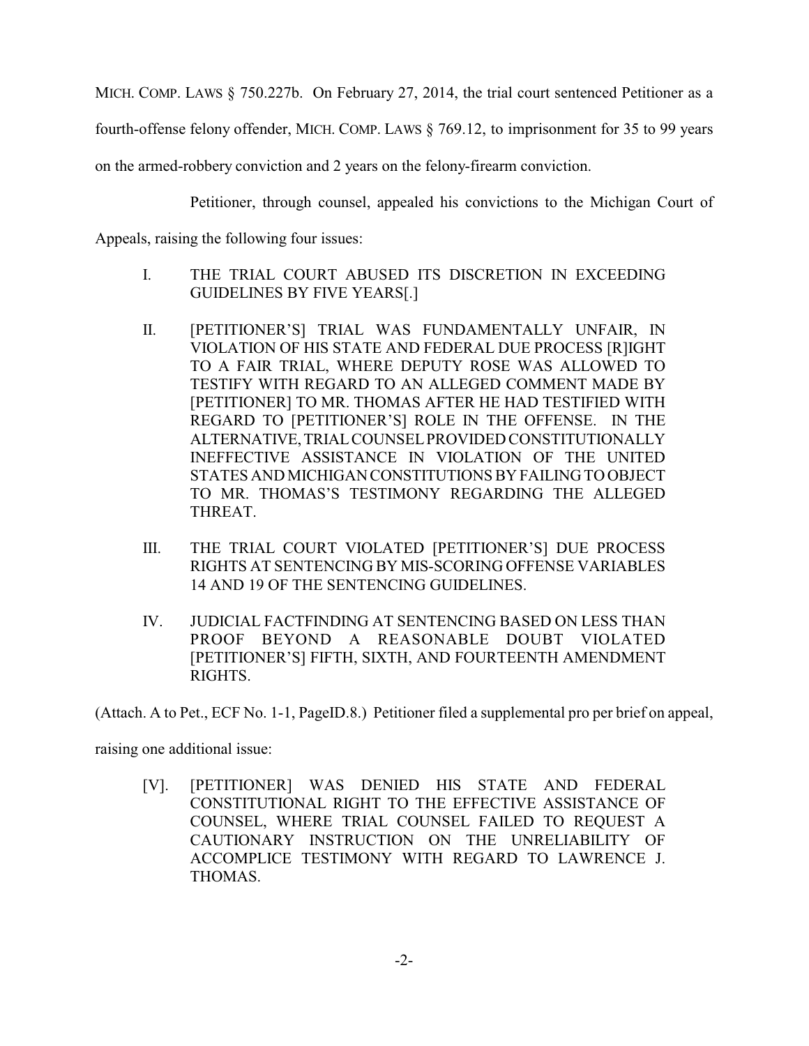MICH. COMP. LAWS § 750.227b. On February 27, 2014, the trial court sentenced Petitioner as a fourth-offense felony offender, MICH. COMP. LAWS § 769.12, to imprisonment for 35 to 99 years on the armed-robbery conviction and 2 years on the felony-firearm conviction.

Petitioner, through counsel, appealed his convictions to the Michigan Court of Appeals, raising the following four issues:

> I. THE TRIAL COURT ABUSED ITS DISCRETION IN EXCEEDING GUIDELINES BY FIVE YEARS[.]
>
> II. [PETITIONER'S] TRIAL WAS FUNDAMENTALLY UNFAIR, IN VIOLATION OF HIS STATE AND FEDERAL DUE PROCESS [R]IGHT TO A FAIR TRIAL, WHERE DEPUTY ROSE WAS ALLOWED TO TESTIFY WITH REGARD TO AN ALLEGED COMMENT MADE BY [PETITIONER] TO MR. THOMAS AFTER HE HAD TESTIFIED WITH REGARD TO [PETITIONER'S] ROLE IN THE OFFENSE. IN THE ALTERNATIVE, TRIAL COUNSEL PROVIDED CONSTITUTIONALLY INEFFECTIVE ASSISTANCE IN VIOLATION OF THE UNITED STATES AND MICHIGAN CONSTITUTIONS BY FAILING TO OBJECT TO MR. THOMAS'S TESTIMONY REGARDING THE ALLEGED THREAT.
>
> III. THE TRIAL COURT VIOLATED [PETITIONER'S] DUE PROCESS RIGHTS AT SENTENCING BY MIS-SCORING OFFENSE VARIABLES 14 AND 19 OF THE SENTENCING GUIDELINES.
>
> IV. JUDICIAL FACTFINDING AT SENTENCING BASED ON LESS THAN PROOF BEYOND A REASONABLE DOUBT VIOLATED [PETITIONER'S] FIFTH, SIXTH, AND FOURTEENTH AMENDMENT RIGHTS.

(Attach. A to Pet., ECF No. 1-1, PageID.8.) Petitioner filed a supplemental pro per brief on appeal, raising one additional issue:

> [V]. [PETITIONER] WAS DENIED HIS STATE AND FEDERAL CONSTITUTIONAL RIGHT TO THE EFFECTIVE ASSISTANCE OF COUNSEL, WHERE TRIAL COUNSEL FAILED TO REQUEST A CAUTIONARY INSTRUCTION ON THE UNRELIABILITY OF ACCOMPLICE TESTIMONY WITH REGARD TO LAWRENCE J. THOMAS.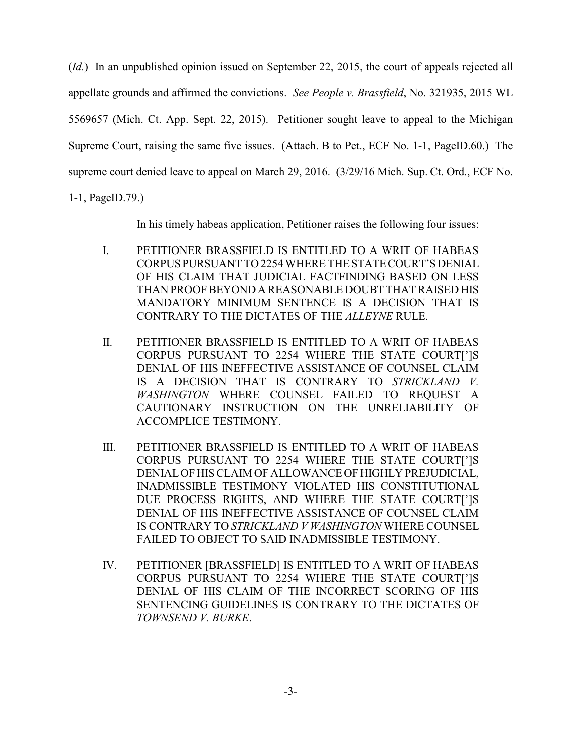(*Id.*) In an unpublished opinion issued on September 22, 2015, the court of appeals rejected all appellate grounds and affirmed the convictions. *See People v. Brassfield*, No. 321935, 2015 WL 5569657 (Mich. Ct. App. Sept. 22, 2015). Petitioner sought leave to appeal to the Michigan Supreme Court, raising the same five issues. (Attach. B to Pet., ECF No. 1-1, PageID.60.) The supreme court denied leave to appeal on March 29, 2016. (3/29/16 Mich. Sup. Ct. Ord., ECF No. 1-1, PageID.79.)

In his timely habeas application, Petitioner raises the following four issues:

I. PETITIONER BRASSFIELD IS ENTITLED TO A WRIT OF HABEAS CORPUS PURSUANT TO 2254 WHERE THE STATE COURT'S DENIAL OF HIS CLAIM THAT JUDICIAL FACTFINDING BASED ON LESS THAN PROOF BEYOND A REASONABLE DOUBT THAT RAISED HIS MANDATORY MINIMUM SENTENCE IS A DECISION THAT IS CONTRARY TO THE DICTATES OF THE *ALLEYNE* RULE.

II. PETITIONER BRASSFIELD IS ENTITLED TO A WRIT OF HABEAS CORPUS PURSUANT TO 2254 WHERE THE STATE COURT[']S DENIAL OF HIS INEFFECTIVE ASSISTANCE OF COUNSEL CLAIM IS A DECISION THAT IS CONTRARY TO *STRICKLAND V. WASHINGTON* WHERE COUNSEL FAILED TO REQUEST A CAUTIONARY INSTRUCTION ON THE UNRELIABILITY OF ACCOMPLICE TESTIMONY.

III. PETITIONER BRASSFIELD IS ENTITLED TO A WRIT OF HABEAS CORPUS PURSUANT TO 2254 WHERE THE STATE COURT[']S DENIAL OF HIS CLAIM OF ALLOWANCE OF HIGHLY PREJUDICIAL, INADMISSIBLE TESTIMONY VIOLATED HIS CONSTITUTIONAL DUE PROCESS RIGHTS, AND WHERE THE STATE COURT[']S DENIAL OF HIS INEFFECTIVE ASSISTANCE OF COUNSEL CLAIM IS CONTRARY TO *STRICKLAND V WASHINGTON* WHERE COUNSEL FAILED TO OBJECT TO SAID INADMISSIBLE TESTIMONY.

IV. PETITIONER [BRASSFIELD] IS ENTITLED TO A WRIT OF HABEAS CORPUS PURSUANT TO 2254 WHERE THE STATE COURT[']S DENIAL OF HIS CLAIM OF THE INCORRECT SCORING OF HIS SENTENCING GUIDELINES IS CONTRARY TO THE DICTATES OF *TOWNSEND V. BURKE*.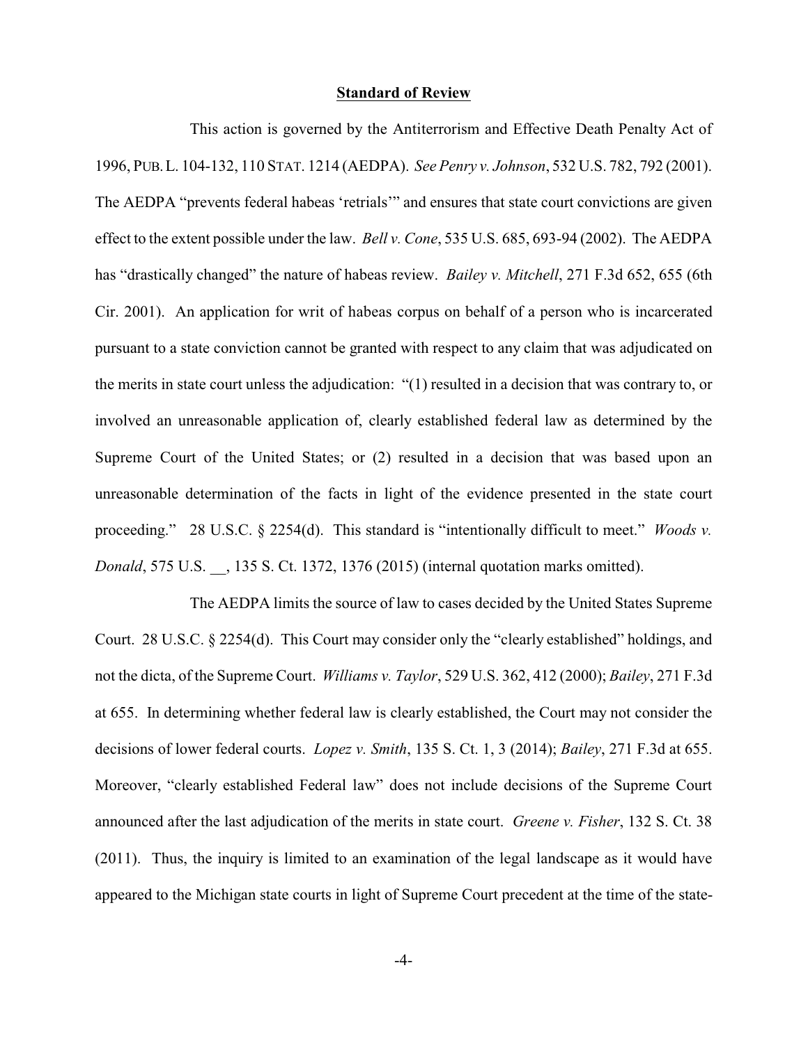## Standard of Review

This action is governed by the Antiterrorism and Effective Death Penalty Act of 1996, PUB. L. 104-132, 110 STAT. 1214 (AEDPA). *See Penry v. Johnson*, 532 U.S. 782, 792 (2001). The AEDPA "prevents federal habeas 'retrials'" and ensures that state court convictions are given effect to the extent possible under the law. *Bell v. Cone*, 535 U.S. 685, 693-94 (2002). The AEDPA has "drastically changed" the nature of habeas review. *Bailey v. Mitchell*, 271 F.3d 652, 655 (6th Cir. 2001). An application for writ of habeas corpus on behalf of a person who is incarcerated pursuant to a state conviction cannot be granted with respect to any claim that was adjudicated on the merits in state court unless the adjudication: "(1) resulted in a decision that was contrary to, or involved an unreasonable application of, clearly established federal law as determined by the Supreme Court of the United States; or (2) resulted in a decision that was based upon an unreasonable determination of the facts in light of the evidence presented in the state court proceeding." 28 U.S.C. § 2254(d). This standard is "intentionally difficult to meet." *Woods v. Donald*, 575 U.S. __, 135 S. Ct. 1372, 1376 (2015) (internal quotation marks omitted).

The AEDPA limits the source of law to cases decided by the United States Supreme Court. 28 U.S.C. § 2254(d). This Court may consider only the "clearly established" holdings, and not the dicta, of the Supreme Court. *Williams v. Taylor*, 529 U.S. 362, 412 (2000); *Bailey*, 271 F.3d at 655. In determining whether federal law is clearly established, the Court may not consider the decisions of lower federal courts. *Lopez v. Smith*, 135 S. Ct. 1, 3 (2014); *Bailey*, 271 F.3d at 655. Moreover, "clearly established Federal law" does not include decisions of the Supreme Court announced after the last adjudication of the merits in state court. *Greene v. Fisher*, 132 S. Ct. 38 (2011). Thus, the inquiry is limited to an examination of the legal landscape as it would have appeared to the Michigan state courts in light of Supreme Court precedent at the time of the state-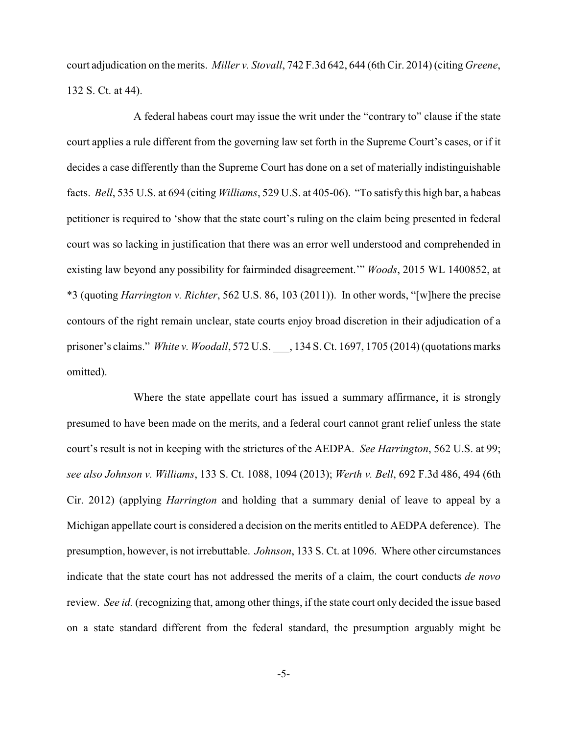court adjudication on the merits. *Miller v. Stovall*, 742 F.3d 642, 644 (6th Cir. 2014) (citing *Greene*, 132 S. Ct. at 44).

A federal habeas court may issue the writ under the "contrary to" clause if the state court applies a rule different from the governing law set forth in the Supreme Court's cases, or if it decides a case differently than the Supreme Court has done on a set of materially indistinguishable facts. *Bell*, 535 U.S. at 694 (citing *Williams*, 529 U.S. at 405-06). "To satisfy this high bar, a habeas petitioner is required to 'show that the state court's ruling on the claim being presented in federal court was so lacking in justification that there was an error well understood and comprehended in existing law beyond any possibility for fairminded disagreement.'" *Woods*, 2015 WL 1400852, at *3 (quoting *Harrington v. Richter*, 562 U.S. 86, 103 (2011)). In other words, "[w]here the precise contours of the right remain unclear, state courts enjoy broad discretion in their adjudication of a prisoner's claims." *White v. Woodall*, 572 U.S. ___, 134 S. Ct. 1697, 1705 (2014) (quotations marks omitted).

Where the state appellate court has issued a summary affirmance, it is strongly presumed to have been made on the merits, and a federal court cannot grant relief unless the state court's result is not in keeping with the strictures of the AEDPA. *See Harrington*, 562 U.S. at 99; *see also Johnson v. Williams*, 133 S. Ct. 1088, 1094 (2013); *Werth v. Bell*, 692 F.3d 486, 494 (6th Cir. 2012) (applying *Harrington* and holding that a summary denial of leave to appeal by a Michigan appellate court is considered a decision on the merits entitled to AEDPA deference). The presumption, however, is not irrebuttable. *Johnson*, 133 S. Ct. at 1096. Where other circumstances indicate that the state court has not addressed the merits of a claim, the court conducts *de novo* review. *See id.* (recognizing that, among other things, if the state court only decided the issue based on a state standard different from the federal standard, the presumption arguably might be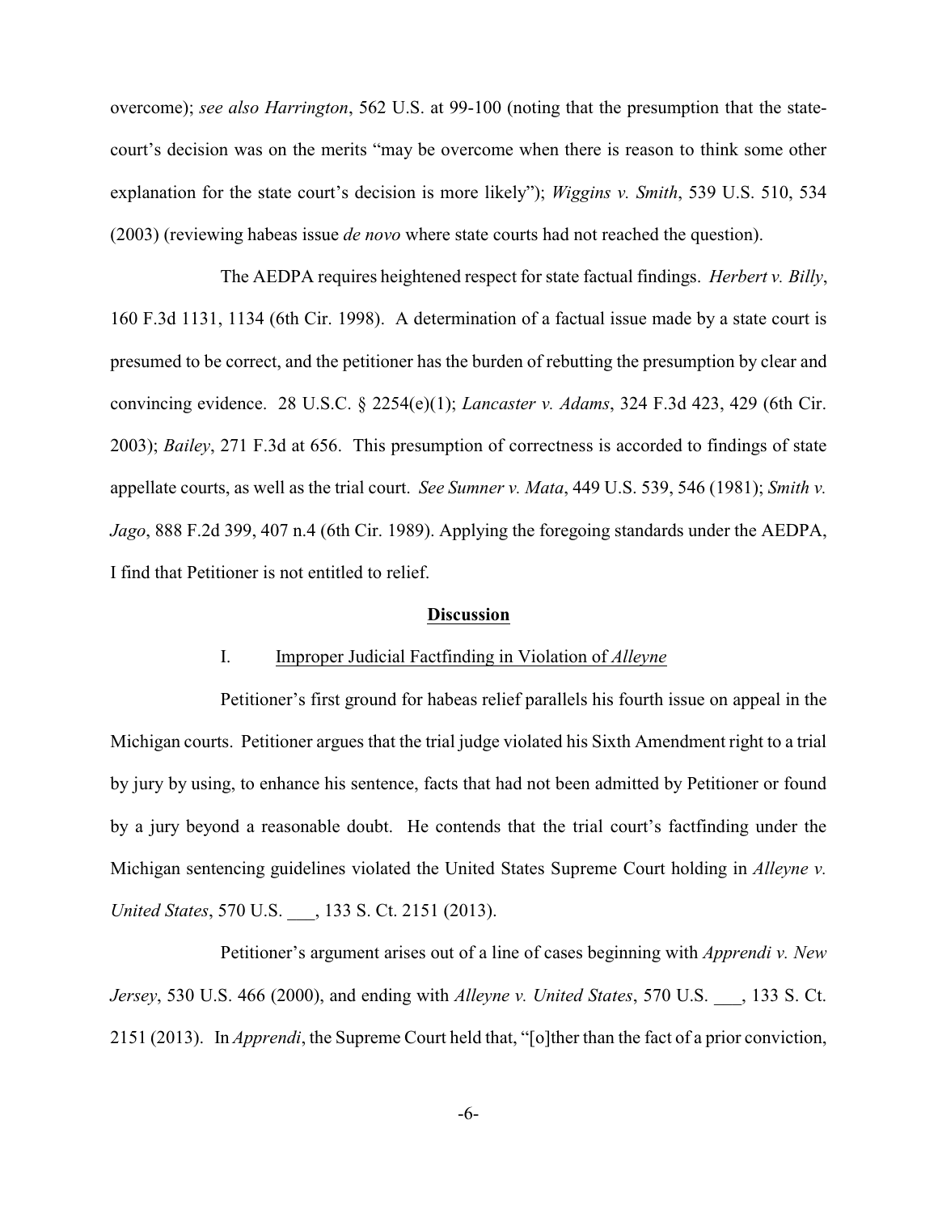overcome); *see also Harrington*, 562 U.S. at 99-100 (noting that the presumption that the state-court's decision was on the merits "may be overcome when there is reason to think some other explanation for the state court's decision is more likely"); *Wiggins v. Smith*, 539 U.S. 510, 534 (2003) (reviewing habeas issue *de novo* where state courts had not reached the question).

The AEDPA requires heightened respect for state factual findings. *Herbert v. Billy*, 160 F.3d 1131, 1134 (6th Cir. 1998). A determination of a factual issue made by a state court is presumed to be correct, and the petitioner has the burden of rebutting the presumption by clear and convincing evidence. 28 U.S.C. § 2254(e)(1); *Lancaster v. Adams*, 324 F.3d 423, 429 (6th Cir. 2003); *Bailey*, 271 F.3d at 656. This presumption of correctness is accorded to findings of state appellate courts, as well as the trial court. *See Sumner v. Mata*, 449 U.S. 539, 546 (1981); *Smith v. Jago*, 888 F.2d 399, 407 n.4 (6th Cir. 1989). Applying the foregoing standards under the AEDPA, I find that Petitioner is not entitled to relief.

## Discussion

### I. Improper Judicial Factfinding in Violation of *Alleyne*

Petitioner's first ground for habeas relief parallels his fourth issue on appeal in the Michigan courts. Petitioner argues that the trial judge violated his Sixth Amendment right to a trial by jury by using, to enhance his sentence, facts that had not been admitted by Petitioner or found by a jury beyond a reasonable doubt. He contends that the trial court's factfinding under the Michigan sentencing guidelines violated the United States Supreme Court holding in *Alleyne v. United States*, 570 U.S. ___, 133 S. Ct. 2151 (2013).

Petitioner's argument arises out of a line of cases beginning with *Apprendi v. New Jersey*, 530 U.S. 466 (2000), and ending with *Alleyne v. United States*, 570 U.S. ___, 133 S. Ct. 2151 (2013). In *Apprendi*, the Supreme Court held that, "[o]ther than the fact of a prior conviction,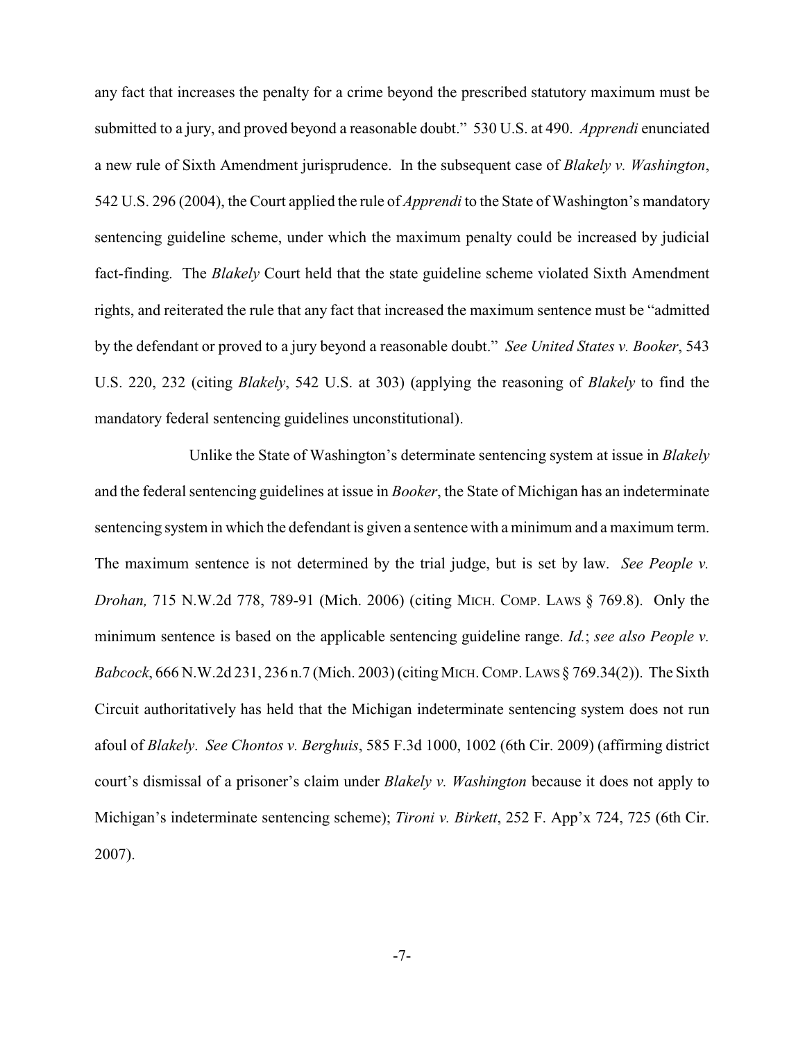any fact that increases the penalty for a crime beyond the prescribed statutory maximum must be submitted to a jury, and proved beyond a reasonable doubt." 530 U.S. at 490. *Apprendi* enunciated a new rule of Sixth Amendment jurisprudence. In the subsequent case of *Blakely v. Washington*, 542 U.S. 296 (2004), the Court applied the rule of *Apprendi* to the State of Washington's mandatory sentencing guideline scheme, under which the maximum penalty could be increased by judicial fact-finding. The *Blakely* Court held that the state guideline scheme violated Sixth Amendment rights, and reiterated the rule that any fact that increased the maximum sentence must be "admitted by the defendant or proved to a jury beyond a reasonable doubt." *See United States v. Booker*, 543 U.S. 220, 232 (citing *Blakely*, 542 U.S. at 303) (applying the reasoning of *Blakely* to find the mandatory federal sentencing guidelines unconstitutional).

Unlike the State of Washington's determinate sentencing system at issue in *Blakely* and the federal sentencing guidelines at issue in *Booker*, the State of Michigan has an indeterminate sentencing system in which the defendant is given a sentence with a minimum and a maximum term. The maximum sentence is not determined by the trial judge, but is set by law. *See People v. Drohan,* 715 N.W.2d 778, 789-91 (Mich. 2006) (citing MICH. COMP. LAWS § 769.8). Only the minimum sentence is based on the applicable sentencing guideline range. *Id.*; *see also People v. Babcock*, 666 N.W.2d 231, 236 n.7 (Mich. 2003) (citing MICH. COMP. LAWS § 769.34(2)). The Sixth Circuit authoritatively has held that the Michigan indeterminate sentencing system does not run afoul of *Blakely*. *See Chontos v. Berghuis*, 585 F.3d 1000, 1002 (6th Cir. 2009) (affirming district court's dismissal of a prisoner's claim under *Blakely v. Washington* because it does not apply to Michigan's indeterminate sentencing scheme); *Tironi v. Birkett*, 252 F. App'x 724, 725 (6th Cir. 2007).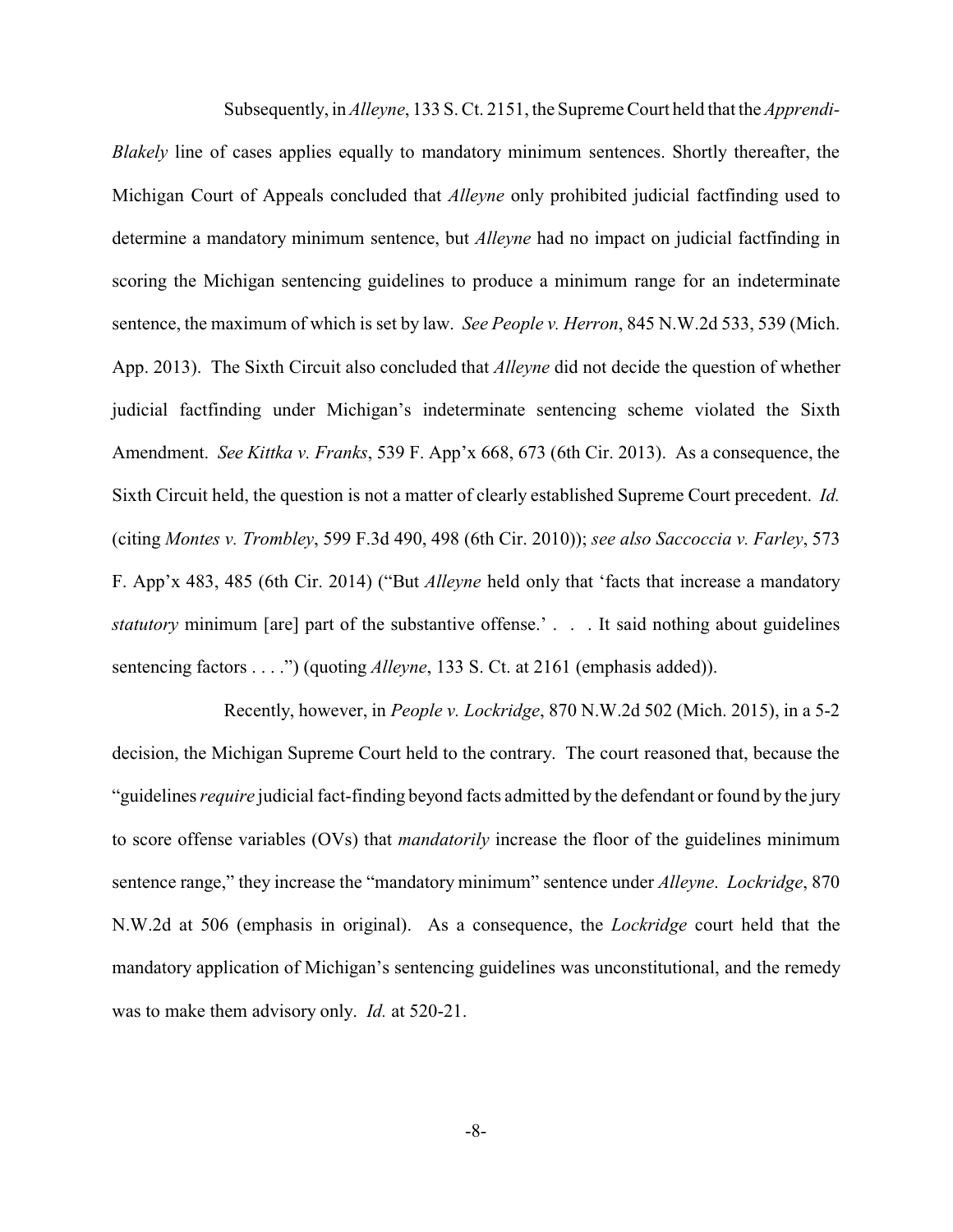Subsequently, in *Alleyne*, 133 S. Ct. 2151, the Supreme Court held that the *Apprendi-Blakely* line of cases applies equally to mandatory minimum sentences. Shortly thereafter, the Michigan Court of Appeals concluded that *Alleyne* only prohibited judicial factfinding used to determine a mandatory minimum sentence, but *Alleyne* had no impact on judicial factfinding in scoring the Michigan sentencing guidelines to produce a minimum range for an indeterminate sentence, the maximum of which is set by law. *See People v. Herron*, 845 N.W.2d 533, 539 (Mich. App. 2013). The Sixth Circuit also concluded that *Alleyne* did not decide the question of whether judicial factfinding under Michigan's indeterminate sentencing scheme violated the Sixth Amendment. *See Kittka v. Franks*, 539 F. App'x 668, 673 (6th Cir. 2013). As a consequence, the Sixth Circuit held, the question is not a matter of clearly established Supreme Court precedent. *Id.* (citing *Montes v. Trombley*, 599 F.3d 490, 498 (6th Cir. 2010)); *see also Saccoccia v. Farley*, 573 F. App'x 483, 485 (6th Cir. 2014) ("But *Alleyne* held only that 'facts that increase a mandatory *statutory* minimum [are] part of the substantive offense.' . . . It said nothing about guidelines sentencing factors . . . .") (quoting *Alleyne*, 133 S. Ct. at 2161 (emphasis added)).

Recently, however, in *People v. Lockridge*, 870 N.W.2d 502 (Mich. 2015), in a 5-2 decision, the Michigan Supreme Court held to the contrary. The court reasoned that, because the "guidelines *require* judicial fact-finding beyond facts admitted by the defendant or found by the jury to score offense variables (OVs) that *mandatorily* increase the floor of the guidelines minimum sentence range," they increase the "mandatory minimum" sentence under *Alleyne*. *Lockridge*, 870 N.W.2d at 506 (emphasis in original). As a consequence, the *Lockridge* court held that the mandatory application of Michigan's sentencing guidelines was unconstitutional, and the remedy was to make them advisory only. *Id.* at 520-21.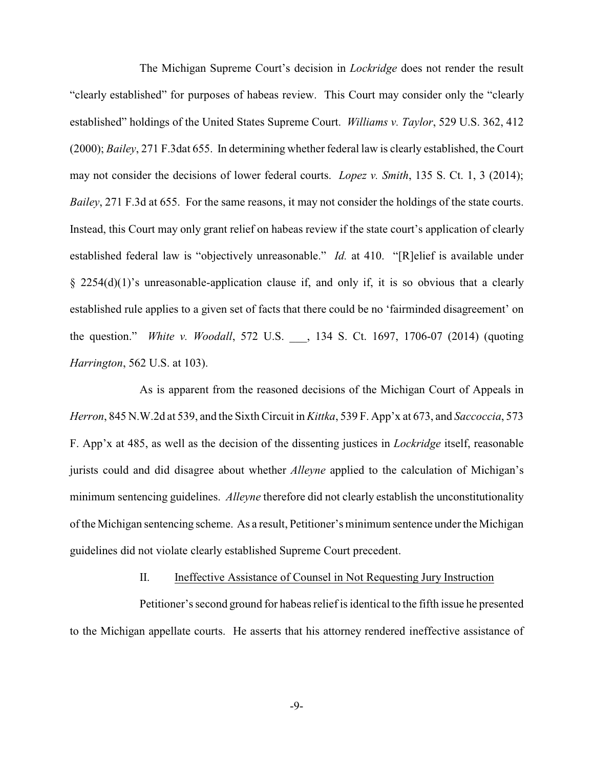The Michigan Supreme Court's decision in *Lockridge* does not render the result "clearly established" for purposes of habeas review. This Court may consider only the "clearly established" holdings of the United States Supreme Court. *Williams v. Taylor*, 529 U.S. 362, 412 (2000); *Bailey*, 271 F.3dat 655. In determining whether federal law is clearly established, the Court may not consider the decisions of lower federal courts. *Lopez v. Smith*, 135 S. Ct. 1, 3 (2014); *Bailey*, 271 F.3d at 655. For the same reasons, it may not consider the holdings of the state courts. Instead, this Court may only grant relief on habeas review if the state court's application of clearly established federal law is "objectively unreasonable." *Id.* at 410. "[R]elief is available under § 2254(d)(1)'s unreasonable-application clause if, and only if, it is so obvious that a clearly established rule applies to a given set of facts that there could be no 'fairminded disagreement' on the question." *White v. Woodall*, 572 U.S. ___, 134 S. Ct. 1697, 1706-07 (2014) (quoting *Harrington*, 562 U.S. at 103).

As is apparent from the reasoned decisions of the Michigan Court of Appeals in *Herron*, 845 N.W.2d at 539, and the Sixth Circuit in *Kittka*, 539 F. App'x at 673, and *Saccoccia*, 573 F. App'x at 485, as well as the decision of the dissenting justices in *Lockridge* itself, reasonable jurists could and did disagree about whether *Alleyne* applied to the calculation of Michigan's minimum sentencing guidelines. *Alleyne* therefore did not clearly establish the unconstitutionality of the Michigan sentencing scheme. As a result, Petitioner's minimum sentence under the Michigan guidelines did not violate clearly established Supreme Court precedent.

## II. Ineffective Assistance of Counsel in Not Requesting Jury Instruction

Petitioner's second ground for habeas relief is identical to the fifth issue he presented to the Michigan appellate courts. He asserts that his attorney rendered ineffective assistance of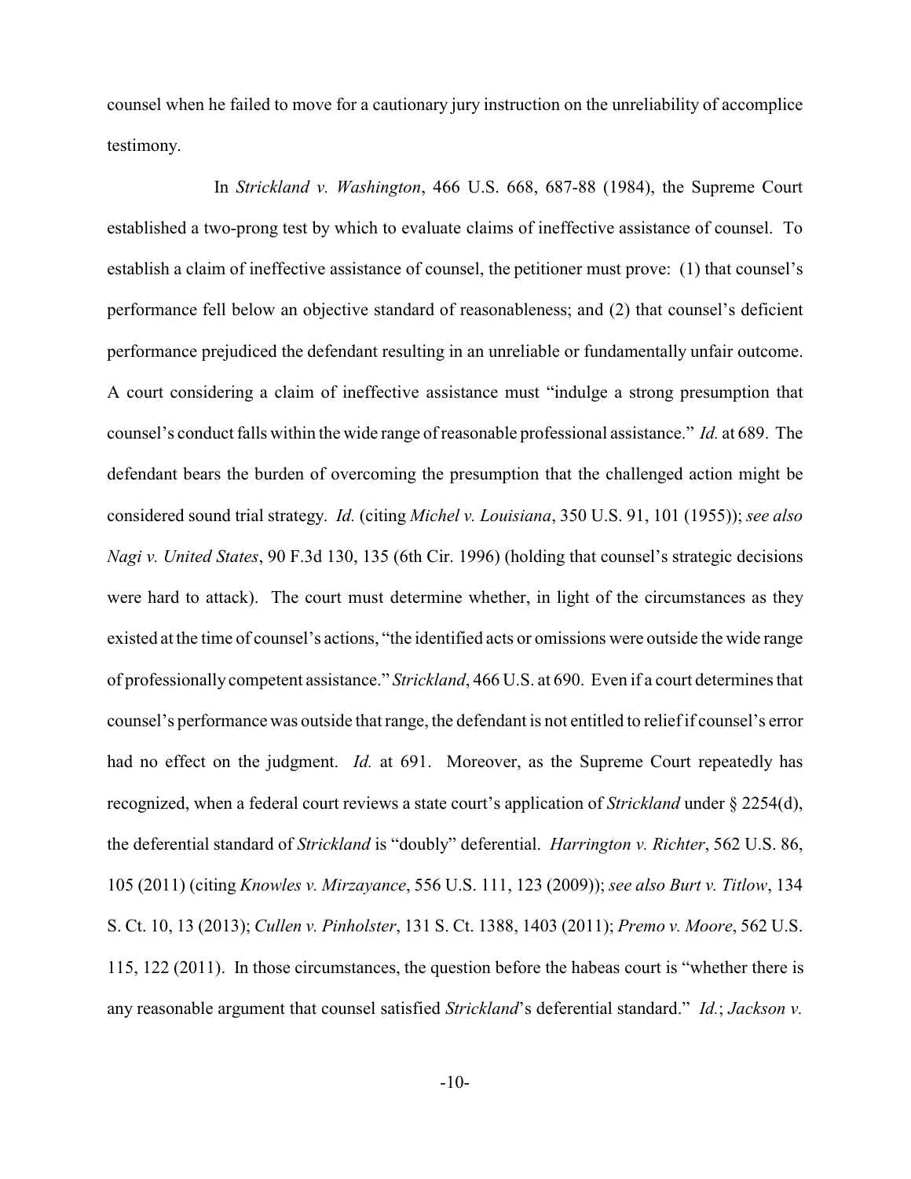counsel when he failed to move for a cautionary jury instruction on the unreliability of accomplice testimony.

In *Strickland v. Washington*, 466 U.S. 668, 687-88 (1984), the Supreme Court established a two-prong test by which to evaluate claims of ineffective assistance of counsel. To establish a claim of ineffective assistance of counsel, the petitioner must prove: (1) that counsel's performance fell below an objective standard of reasonableness; and (2) that counsel's deficient performance prejudiced the defendant resulting in an unreliable or fundamentally unfair outcome. A court considering a claim of ineffective assistance must "indulge a strong presumption that counsel's conduct falls within the wide range of reasonable professional assistance." *Id.* at 689. The defendant bears the burden of overcoming the presumption that the challenged action might be considered sound trial strategy. *Id.* (citing *Michel v. Louisiana*, 350 U.S. 91, 101 (1955)); *see also Nagi v. United States*, 90 F.3d 130, 135 (6th Cir. 1996) (holding that counsel's strategic decisions were hard to attack). The court must determine whether, in light of the circumstances as they existed at the time of counsel's actions, "the identified acts or omissions were outside the wide range of professionally competent assistance." *Strickland*, 466 U.S. at 690. Even if a court determines that counsel's performance was outside that range, the defendant is not entitled to relief if counsel's error had no effect on the judgment. *Id.* at 691. Moreover, as the Supreme Court repeatedly has recognized, when a federal court reviews a state court's application of *Strickland* under § 2254(d), the deferential standard of *Strickland* is "doubly" deferential. *Harrington v. Richter*, 562 U.S. 86, 105 (2011) (citing *Knowles v. Mirzayance*, 556 U.S. 111, 123 (2009)); *see also Burt v. Titlow*, 134 S. Ct. 10, 13 (2013); *Cullen v. Pinholster*, 131 S. Ct. 1388, 1403 (2011); *Premo v. Moore*, 562 U.S. 115, 122 (2011). In those circumstances, the question before the habeas court is "whether there is any reasonable argument that counsel satisfied *Strickland*'s deferential standard." *Id.*; *Jackson v.*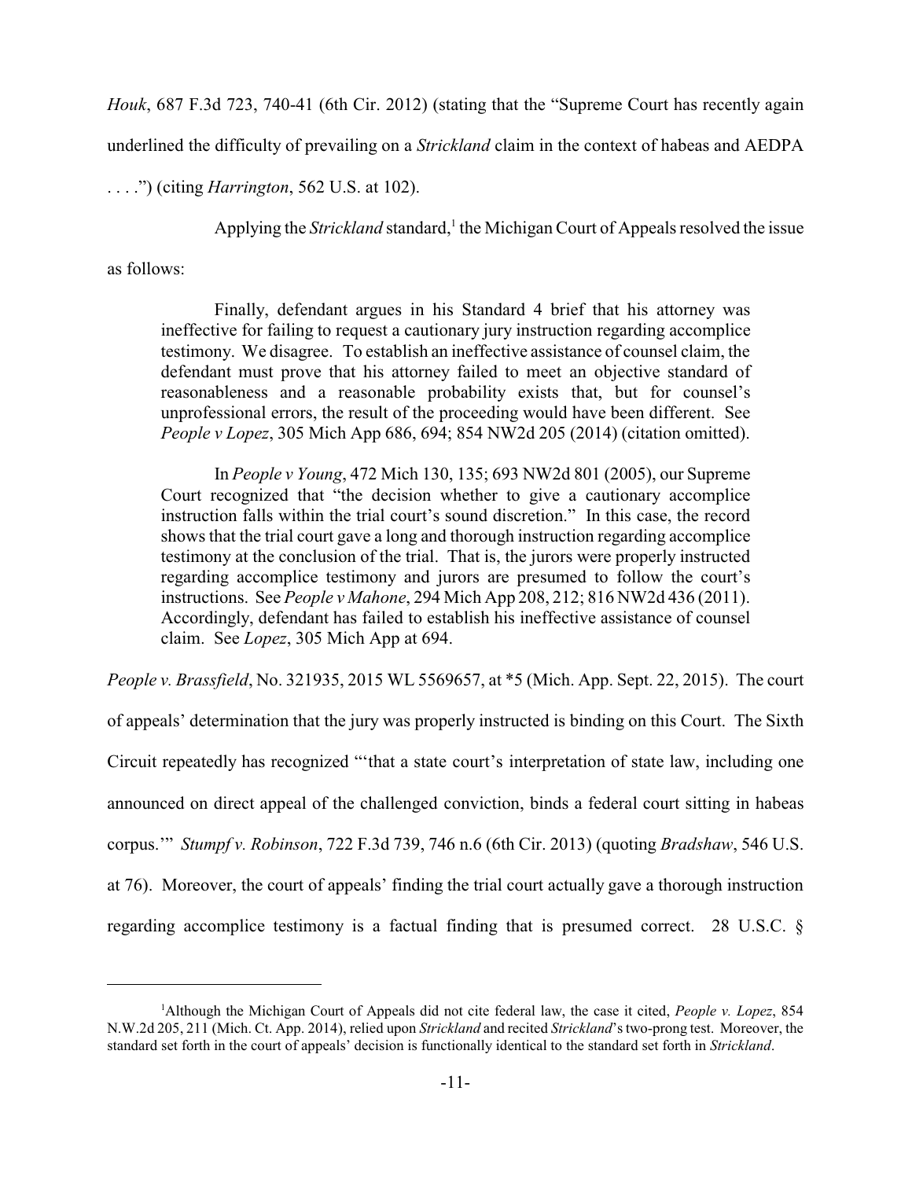*Houk*, 687 F.3d 723, 740-41 (6th Cir. 2012) (stating that the "Supreme Court has recently again underlined the difficulty of prevailing on a *Strickland* claim in the context of habeas and AEDPA . . . .") (citing *Harrington*, 562 U.S. at 102).

Applying the *Strickland* standard,[1] the Michigan Court of Appeals resolved the issue as follows:

> Finally, defendant argues in his Standard 4 brief that his attorney was ineffective for failing to request a cautionary jury instruction regarding accomplice testimony. We disagree. To establish an ineffective assistance of counsel claim, the defendant must prove that his attorney failed to meet an objective standard of reasonableness and a reasonable probability exists that, but for counsel's unprofessional errors, the result of the proceeding would have been different. See *People v Lopez*, 305 Mich App 686, 694; 854 NW2d 205 (2014) (citation omitted).
>
> In *People v Young*, 472 Mich 130, 135; 693 NW2d 801 (2005), our Supreme Court recognized that "the decision whether to give a cautionary accomplice instruction falls within the trial court's sound discretion." In this case, the record shows that the trial court gave a long and thorough instruction regarding accomplice testimony at the conclusion of the trial. That is, the jurors were properly instructed regarding accomplice testimony and jurors are presumed to follow the court's instructions. See *People v Mahone*, 294 Mich App 208, 212; 816 NW2d 436 (2011). Accordingly, defendant has failed to establish his ineffective assistance of counsel claim. See *Lopez*, 305 Mich App at 694.

*People v. Brassfield*, No. 321935, 2015 WL 5569657, at *5 (Mich. App. Sept. 22, 2015). The court of appeals' determination that the jury was properly instructed is binding on this Court. The Sixth Circuit repeatedly has recognized "'that a state court's interpretation of state law, including one announced on direct appeal of the challenged conviction, binds a federal court sitting in habeas corpus.'" *Stumpf v. Robinson*, 722 F.3d 739, 746 n.6 (6th Cir. 2013) (quoting *Bradshaw*, 546 U.S. at 76). Moreover, the court of appeals' finding the trial court actually gave a thorough instruction regarding accomplice testimony is a factual finding that is presumed correct. 28 U.S.C. §

---

[1]Although the Michigan Court of Appeals did not cite federal law, the case it cited, *People v. Lopez*, 854 N.W.2d 205, 211 (Mich. Ct. App. 2014), relied upon *Strickland* and recited *Strickland*'s two-prong test. Moreover, the standard set forth in the court of appeals' decision is functionally identical to the standard set forth in *Strickland*.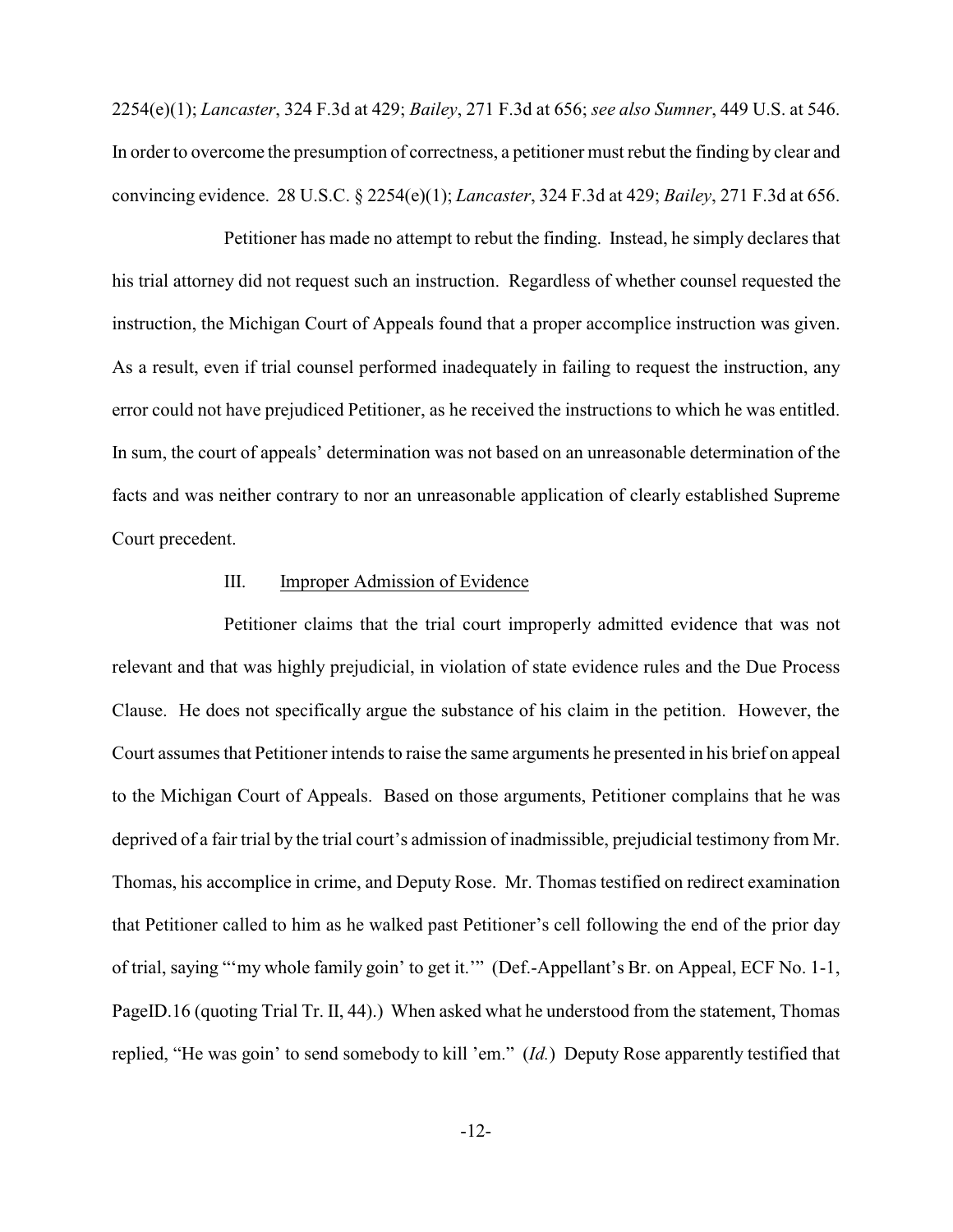2254(e)(1); *Lancaster*, 324 F.3d at 429; *Bailey*, 271 F.3d at 656; *see also Sumner*, 449 U.S. at 546. In order to overcome the presumption of correctness, a petitioner must rebut the finding by clear and convincing evidence. 28 U.S.C. § 2254(e)(1); *Lancaster*, 324 F.3d at 429; *Bailey*, 271 F.3d at 656.

Petitioner has made no attempt to rebut the finding. Instead, he simply declares that his trial attorney did not request such an instruction. Regardless of whether counsel requested the instruction, the Michigan Court of Appeals found that a proper accomplice instruction was given. As a result, even if trial counsel performed inadequately in failing to request the instruction, any error could not have prejudiced Petitioner, as he received the instructions to which he was entitled. In sum, the court of appeals' determination was not based on an unreasonable determination of the facts and was neither contrary to nor an unreasonable application of clearly established Supreme Court precedent.

### III. Improper Admission of Evidence

Petitioner claims that the trial court improperly admitted evidence that was not relevant and that was highly prejudicial, in violation of state evidence rules and the Due Process Clause. He does not specifically argue the substance of his claim in the petition. However, the Court assumes that Petitioner intends to raise the same arguments he presented in his brief on appeal to the Michigan Court of Appeals. Based on those arguments, Petitioner complains that he was deprived of a fair trial by the trial court's admission of inadmissible, prejudicial testimony from Mr. Thomas, his accomplice in crime, and Deputy Rose. Mr. Thomas testified on redirect examination that Petitioner called to him as he walked past Petitioner's cell following the end of the prior day of trial, saying "'my whole family goin' to get it.'" (Def.-Appellant's Br. on Appeal, ECF No. 1-1, PageID.16 (quoting Trial Tr. II, 44).) When asked what he understood from the statement, Thomas replied, "He was goin' to send somebody to kill 'em." (*Id.*) Deputy Rose apparently testified that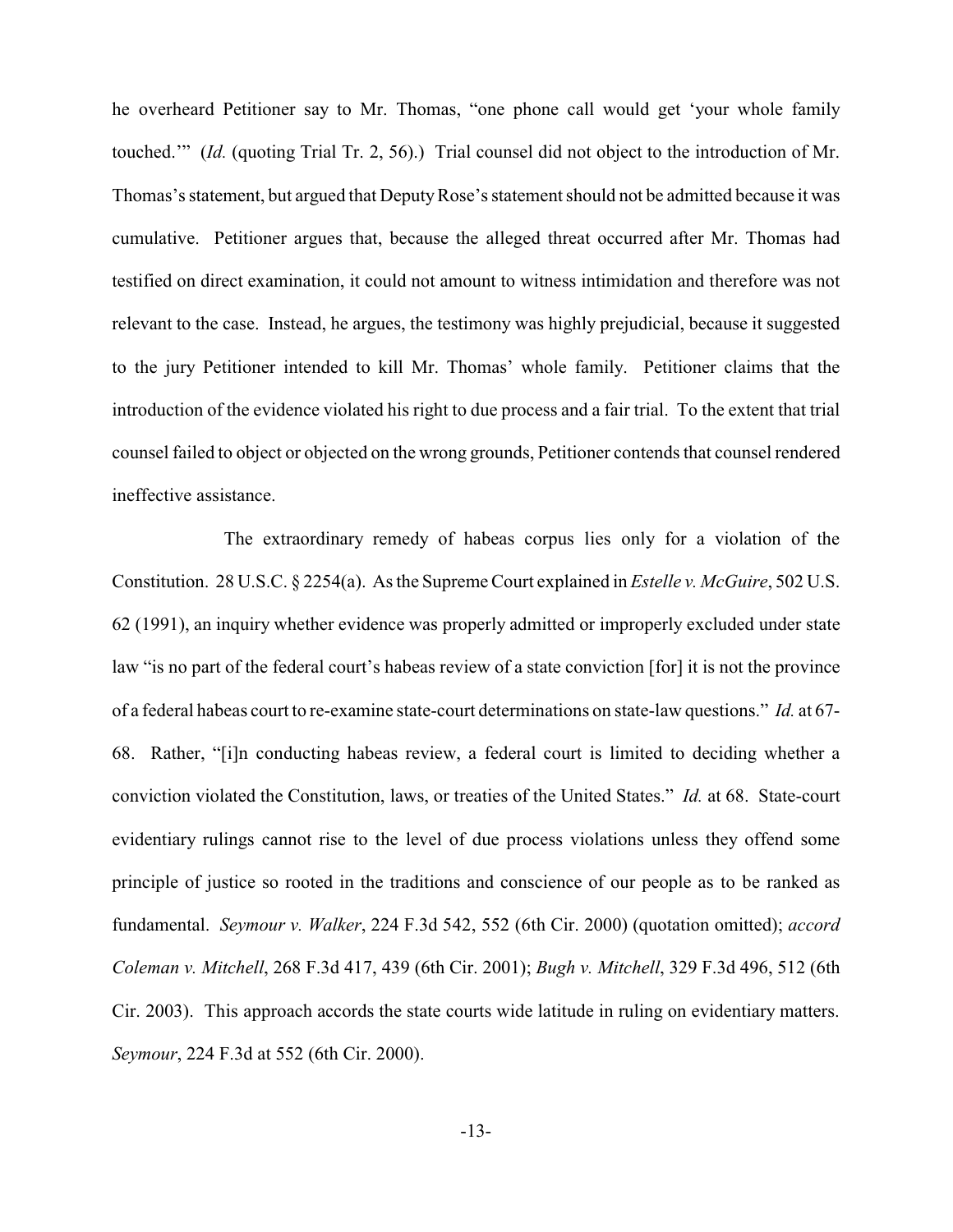he overheard Petitioner say to Mr. Thomas, "one phone call would get 'your whole family touched.'" (*Id.* (quoting Trial Tr. 2, 56).) Trial counsel did not object to the introduction of Mr. Thomas's statement, but argued that Deputy Rose's statement should not be admitted because it was cumulative. Petitioner argues that, because the alleged threat occurred after Mr. Thomas had testified on direct examination, it could not amount to witness intimidation and therefore was not relevant to the case. Instead, he argues, the testimony was highly prejudicial, because it suggested to the jury Petitioner intended to kill Mr. Thomas' whole family. Petitioner claims that the introduction of the evidence violated his right to due process and a fair trial. To the extent that trial counsel failed to object or objected on the wrong grounds, Petitioner contends that counsel rendered ineffective assistance.

The extraordinary remedy of habeas corpus lies only for a violation of the Constitution. 28 U.S.C. § 2254(a). As the Supreme Court explained in *Estelle v. McGuire*, 502 U.S. 62 (1991), an inquiry whether evidence was properly admitted or improperly excluded under state law "is no part of the federal court's habeas review of a state conviction [for] it is not the province of a federal habeas court to re-examine state-court determinations on state-law questions." *Id.* at 67-68. Rather, "[i]n conducting habeas review, a federal court is limited to deciding whether a conviction violated the Constitution, laws, or treaties of the United States." *Id.* at 68. State-court evidentiary rulings cannot rise to the level of due process violations unless they offend some principle of justice so rooted in the traditions and conscience of our people as to be ranked as fundamental. *Seymour v. Walker*, 224 F.3d 542, 552 (6th Cir. 2000) (quotation omitted); *accord Coleman v. Mitchell*, 268 F.3d 417, 439 (6th Cir. 2001); *Bugh v. Mitchell*, 329 F.3d 496, 512 (6th Cir. 2003). This approach accords the state courts wide latitude in ruling on evidentiary matters. *Seymour*, 224 F.3d at 552 (6th Cir. 2000).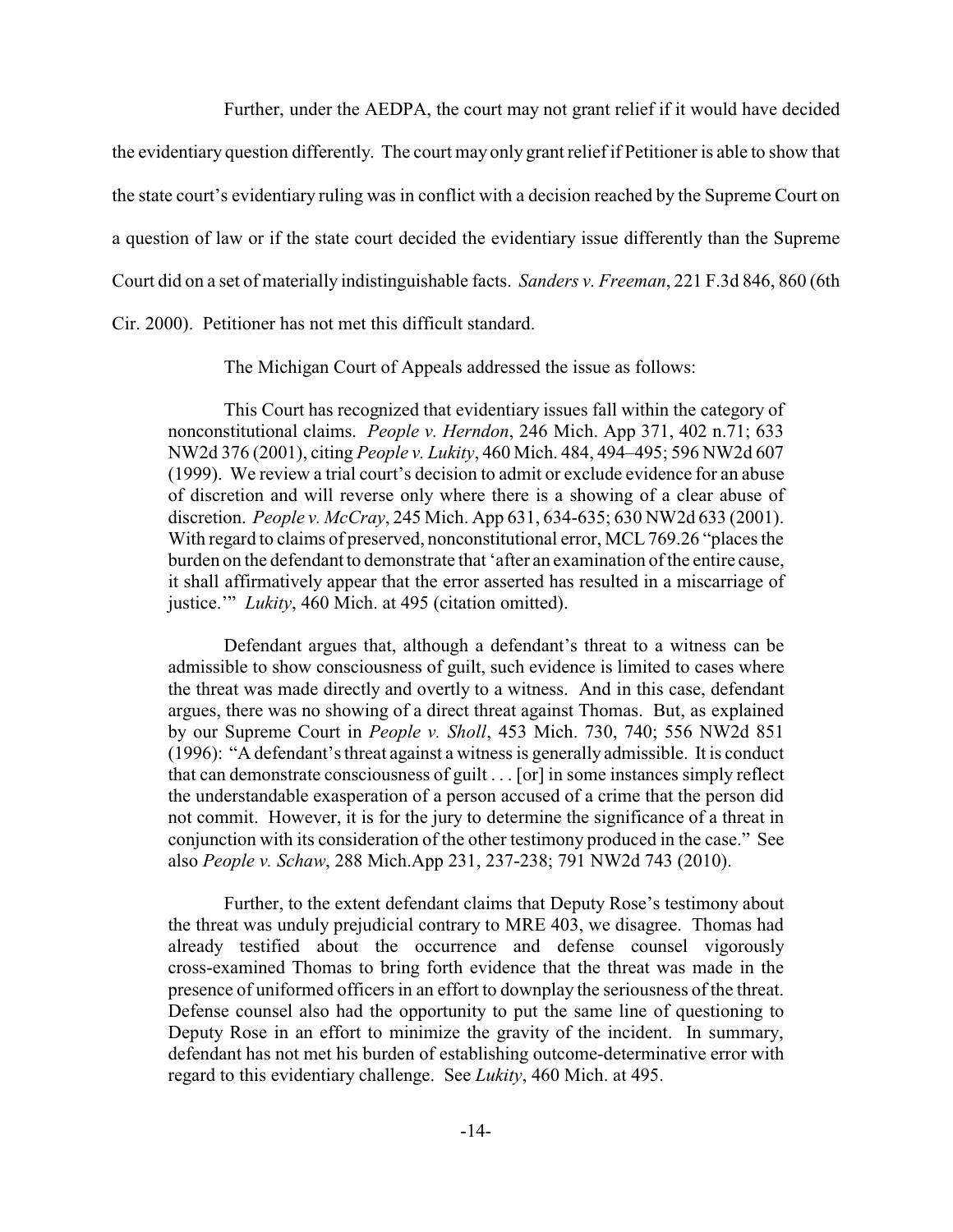Further, under the AEDPA, the court may not grant relief if it would have decided the evidentiary question differently. The court may only grant relief if Petitioner is able to show that the state court's evidentiary ruling was in conflict with a decision reached by the Supreme Court on a question of law or if the state court decided the evidentiary issue differently than the Supreme Court did on a set of materially indistinguishable facts. *Sanders v. Freeman*, 221 F.3d 846, 860 (6th Cir. 2000). Petitioner has not met this difficult standard.

The Michigan Court of Appeals addressed the issue as follows:

> This Court has recognized that evidentiary issues fall within the category of nonconstitutional claims. *People v. Herndon*, 246 Mich. App 371, 402 n.71; 633 NW2d 376 (2001), citing *People v. Lukity*, 460 Mich. 484, 494–495; 596 NW2d 607 (1999). We review a trial court's decision to admit or exclude evidence for an abuse of discretion and will reverse only where there is a showing of a clear abuse of discretion. *People v. McCray*, 245 Mich. App 631, 634-635; 630 NW2d 633 (2001). With regard to claims of preserved, nonconstitutional error, MCL 769.26 "places the burden on the defendant to demonstrate that 'after an examination of the entire cause, it shall affirmatively appear that the error asserted has resulted in a miscarriage of justice.'" *Lukity*, 460 Mich. at 495 (citation omitted).
>
> Defendant argues that, although a defendant's threat to a witness can be admissible to show consciousness of guilt, such evidence is limited to cases where the threat was made directly and overtly to a witness. And in this case, defendant argues, there was no showing of a direct threat against Thomas. But, as explained by our Supreme Court in *People v. Sholl*, 453 Mich. 730, 740; 556 NW2d 851 (1996): "A defendant's threat against a witness is generally admissible. It is conduct that can demonstrate consciousness of guilt . . . [or] in some instances simply reflect the understandable exasperation of a person accused of a crime that the person did not commit. However, it is for the jury to determine the significance of a threat in conjunction with its consideration of the other testimony produced in the case." See also *People v. Schaw*, 288 Mich.App 231, 237-238; 791 NW2d 743 (2010).
>
> Further, to the extent defendant claims that Deputy Rose's testimony about the threat was unduly prejudicial contrary to MRE 403, we disagree. Thomas had already testified about the occurrence and defense counsel vigorously cross-examined Thomas to bring forth evidence that the threat was made in the presence of uniformed officers in an effort to downplay the seriousness of the threat. Defense counsel also had the opportunity to put the same line of questioning to Deputy Rose in an effort to minimize the gravity of the incident. In summary, defendant has not met his burden of establishing outcome-determinative error with regard to this evidentiary challenge. See *Lukity*, 460 Mich. at 495.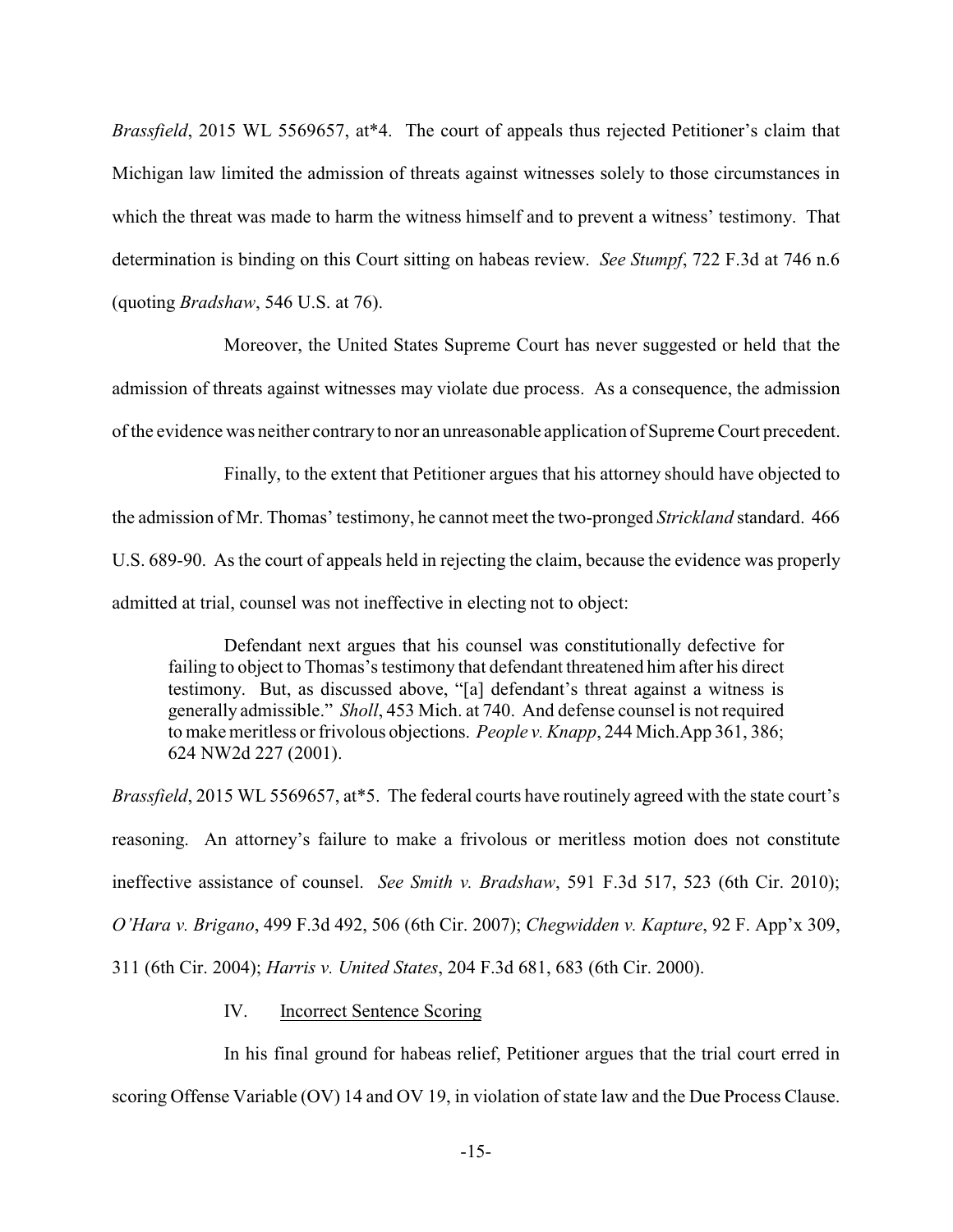*Brassfield*, 2015 WL 5569657, at*4. The court of appeals thus rejected Petitioner's claim that Michigan law limited the admission of threats against witnesses solely to those circumstances in which the threat was made to harm the witness himself and to prevent a witness' testimony. That determination is binding on this Court sitting on habeas review. *See Stumpf*, 722 F.3d at 746 n.6 (quoting *Bradshaw*, 546 U.S. at 76).

Moreover, the United States Supreme Court has never suggested or held that the admission of threats against witnesses may violate due process. As a consequence, the admission of the evidence was neither contrary to nor an unreasonable application of Supreme Court precedent.

Finally, to the extent that Petitioner argues that his attorney should have objected to the admission of Mr. Thomas' testimony, he cannot meet the two-pronged *Strickland* standard. 466 U.S. 689-90. As the court of appeals held in rejecting the claim, because the evidence was properly admitted at trial, counsel was not ineffective in electing not to object:

> Defendant next argues that his counsel was constitutionally defective for failing to object to Thomas's testimony that defendant threatened him after his direct testimony. But, as discussed above, "[a] defendant's threat against a witness is generally admissible." *Sholl*, 453 Mich. at 740. And defense counsel is not required to make meritless or frivolous objections. *People v. Knapp*, 244 Mich.App 361, 386; 624 NW2d 227 (2001).

*Brassfield*, 2015 WL 5569657, at*5. The federal courts have routinely agreed with the state court's reasoning. An attorney's failure to make a frivolous or meritless motion does not constitute ineffective assistance of counsel. *See Smith v. Bradshaw*, 591 F.3d 517, 523 (6th Cir. 2010); *O'Hara v. Brigano*, 499 F.3d 492, 506 (6th Cir. 2007); *Chegwidden v. Kapture*, 92 F. App'x 309, 311 (6th Cir. 2004); *Harris v. United States*, 204 F.3d 681, 683 (6th Cir. 2000).

## IV. Incorrect Sentence Scoring

In his final ground for habeas relief, Petitioner argues that the trial court erred in scoring Offense Variable (OV) 14 and OV 19, in violation of state law and the Due Process Clause.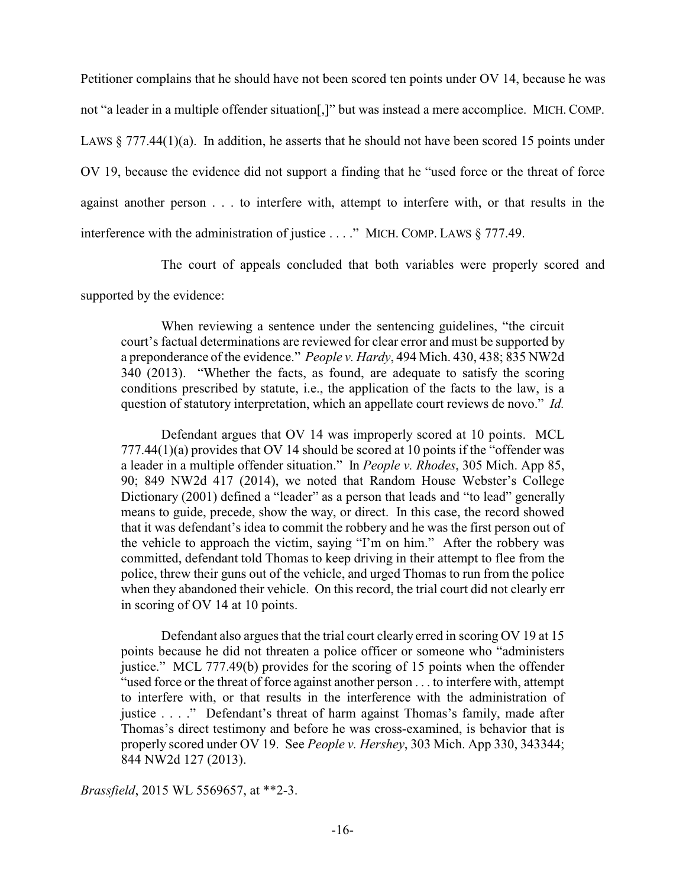Petitioner complains that he should have not been scored ten points under OV 14, because he was not "a leader in a multiple offender situation[,]" but was instead a mere accomplice. MICH. COMP. LAWS § 777.44(1)(a). In addition, he asserts that he should not have been scored 15 points under OV 19, because the evidence did not support a finding that he "used force or the threat of force against another person . . . to interfere with, attempt to interfere with, or that results in the interference with the administration of justice . . . ." MICH. COMP. LAWS § 777.49.

The court of appeals concluded that both variables were properly scored and supported by the evidence:

> When reviewing a sentence under the sentencing guidelines, "the circuit court's factual determinations are reviewed for clear error and must be supported by a preponderance of the evidence." *People v. Hardy*, 494 Mich. 430, 438; 835 NW2d 340 (2013). "Whether the facts, as found, are adequate to satisfy the scoring conditions prescribed by statute, i.e., the application of the facts to the law, is a question of statutory interpretation, which an appellate court reviews de novo." *Id.*
>
> Defendant argues that OV 14 was improperly scored at 10 points. MCL 777.44(1)(a) provides that OV 14 should be scored at 10 points if the "offender was a leader in a multiple offender situation." In *People v. Rhodes*, 305 Mich. App 85, 90; 849 NW2d 417 (2014), we noted that Random House Webster's College Dictionary (2001) defined a "leader" as a person that leads and "to lead" generally means to guide, precede, show the way, or direct. In this case, the record showed that it was defendant's idea to commit the robbery and he was the first person out of the vehicle to approach the victim, saying "I'm on him." After the robbery was committed, defendant told Thomas to keep driving in their attempt to flee from the police, threw their guns out of the vehicle, and urged Thomas to run from the police when they abandoned their vehicle. On this record, the trial court did not clearly err in scoring of OV 14 at 10 points.
>
> Defendant also argues that the trial court clearly erred in scoring OV 19 at 15 points because he did not threaten a police officer or someone who "administers justice." MCL 777.49(b) provides for the scoring of 15 points when the offender "used force or the threat of force against another person . . . to interfere with, attempt to interfere with, or that results in the interference with the administration of justice . . . ." Defendant's threat of harm against Thomas's family, made after Thomas's direct testimony and before he was cross-examined, is behavior that is properly scored under OV 19. See *People v. Hershey*, 303 Mich. App 330, 343344; 844 NW2d 127 (2013).

*Brassfield*, 2015 WL 5569657, at **2-3.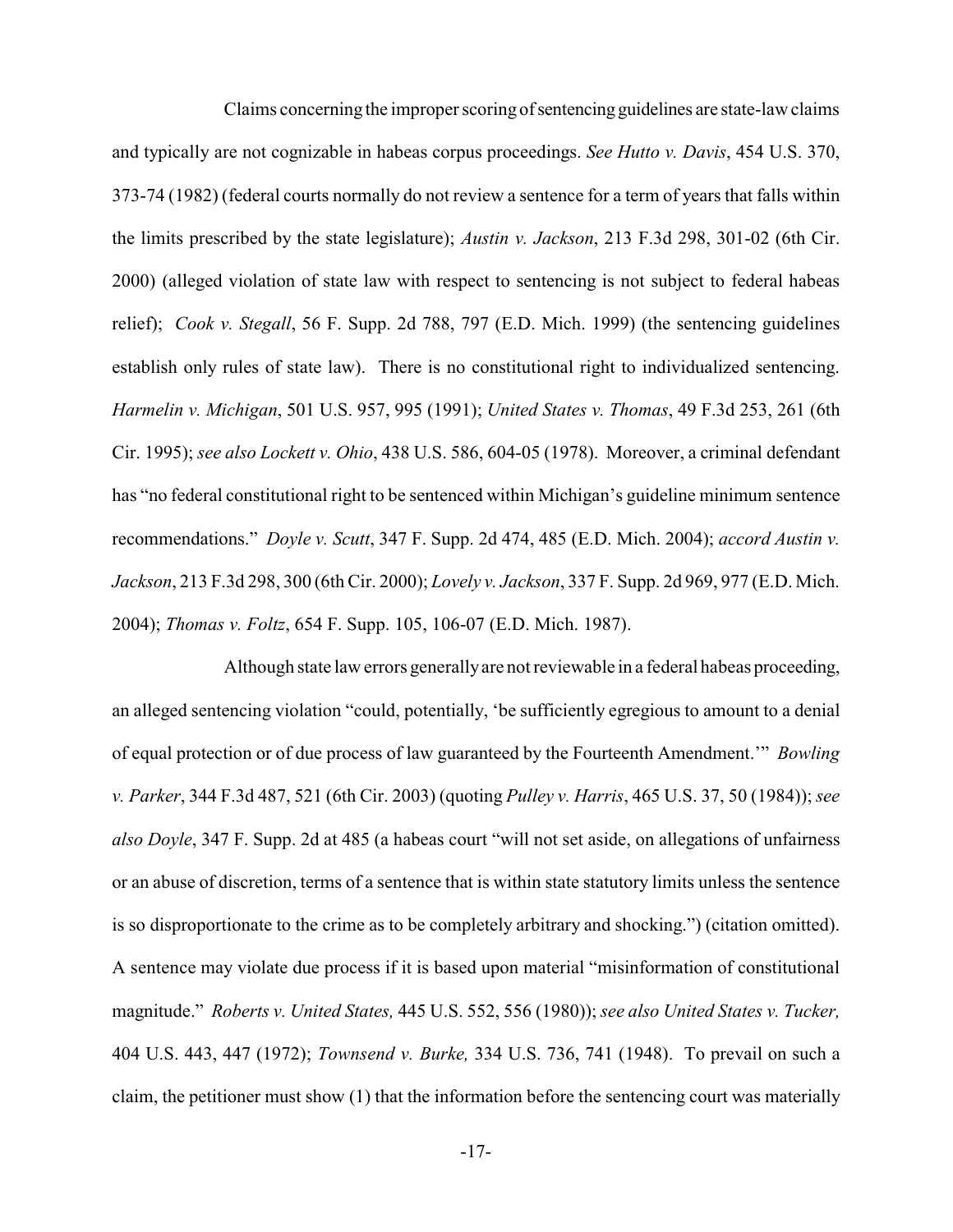Claims concerning the improper scoring of sentencing guidelines are state-law claims and typically are not cognizable in habeas corpus proceedings. *See Hutto v. Davis*, 454 U.S. 370, 373-74 (1982) (federal courts normally do not review a sentence for a term of years that falls within the limits prescribed by the state legislature); *Austin v. Jackson*, 213 F.3d 298, 301-02 (6th Cir. 2000) (alleged violation of state law with respect to sentencing is not subject to federal habeas relief); *Cook v. Stegall*, 56 F. Supp. 2d 788, 797 (E.D. Mich. 1999) (the sentencing guidelines establish only rules of state law). There is no constitutional right to individualized sentencing. *Harmelin v. Michigan*, 501 U.S. 957, 995 (1991); *United States v. Thomas*, 49 F.3d 253, 261 (6th Cir. 1995); *see also Lockett v. Ohio*, 438 U.S. 586, 604-05 (1978). Moreover, a criminal defendant has "no federal constitutional right to be sentenced within Michigan's guideline minimum sentence recommendations." *Doyle v. Scutt*, 347 F. Supp. 2d 474, 485 (E.D. Mich. 2004); *accord Austin v. Jackson*, 213 F.3d 298, 300 (6th Cir. 2000); *Lovely v. Jackson*, 337 F. Supp. 2d 969, 977 (E.D. Mich. 2004); *Thomas v. Foltz*, 654 F. Supp. 105, 106-07 (E.D. Mich. 1987).

Although state law errors generally are not reviewable in a federal habeas proceeding, an alleged sentencing violation "could, potentially, 'be sufficiently egregious to amount to a denial of equal protection or of due process of law guaranteed by the Fourteenth Amendment.'" *Bowling v. Parker*, 344 F.3d 487, 521 (6th Cir. 2003) (quoting *Pulley v. Harris*, 465 U.S. 37, 50 (1984)); *see also Doyle*, 347 F. Supp. 2d at 485 (a habeas court "will not set aside, on allegations of unfairness or an abuse of discretion, terms of a sentence that is within state statutory limits unless the sentence is so disproportionate to the crime as to be completely arbitrary and shocking.") (citation omitted). A sentence may violate due process if it is based upon material "misinformation of constitutional magnitude." *Roberts v. United States,* 445 U.S. 552, 556 (1980)); *see also United States v. Tucker,* 404 U.S. 443, 447 (1972); *Townsend v. Burke,* 334 U.S. 736, 741 (1948). To prevail on such a claim, the petitioner must show (1) that the information before the sentencing court was materially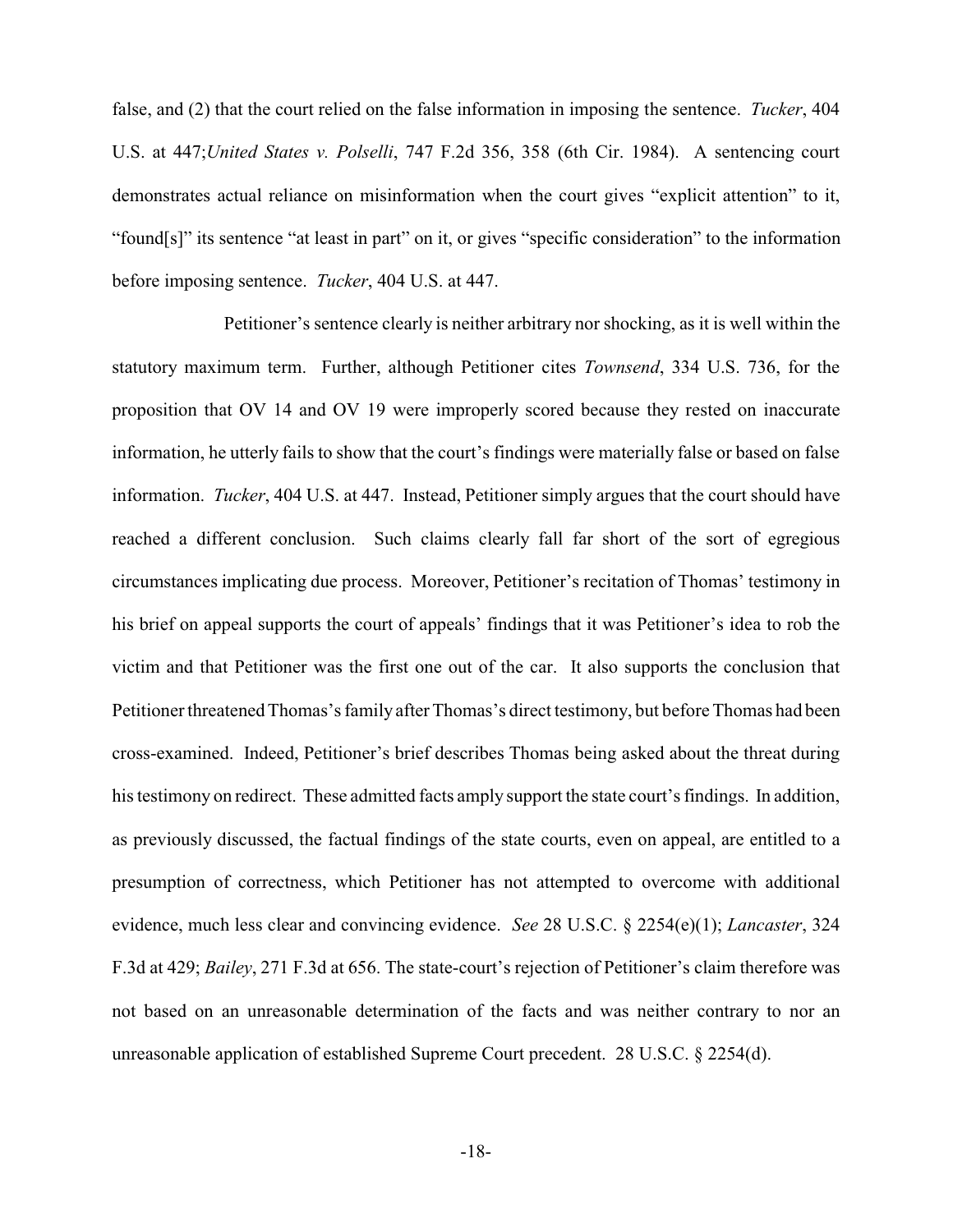false, and (2) that the court relied on the false information in imposing the sentence. *Tucker*, 404 U.S. at 447;*United States v. Polselli*, 747 F.2d 356, 358 (6th Cir. 1984). A sentencing court demonstrates actual reliance on misinformation when the court gives "explicit attention" to it, "found[s]" its sentence "at least in part" on it, or gives "specific consideration" to the information before imposing sentence. *Tucker*, 404 U.S. at 447.

Petitioner's sentence clearly is neither arbitrary nor shocking, as it is well within the statutory maximum term. Further, although Petitioner cites *Townsend*, 334 U.S. 736, for the proposition that OV 14 and OV 19 were improperly scored because they rested on inaccurate information, he utterly fails to show that the court's findings were materially false or based on false information. *Tucker*, 404 U.S. at 447. Instead, Petitioner simply argues that the court should have reached a different conclusion. Such claims clearly fall far short of the sort of egregious circumstances implicating due process. Moreover, Petitioner's recitation of Thomas' testimony in his brief on appeal supports the court of appeals' findings that it was Petitioner's idea to rob the victim and that Petitioner was the first one out of the car. It also supports the conclusion that Petitioner threatened Thomas's family after Thomas's direct testimony, but before Thomas had been cross-examined. Indeed, Petitioner's brief describes Thomas being asked about the threat during his testimony on redirect. These admitted facts amply support the state court's findings. In addition, as previously discussed, the factual findings of the state courts, even on appeal, are entitled to a presumption of correctness, which Petitioner has not attempted to overcome with additional evidence, much less clear and convincing evidence. *See* 28 U.S.C. § 2254(e)(1); *Lancaster*, 324 F.3d at 429; *Bailey*, 271 F.3d at 656. The state-court's rejection of Petitioner's claim therefore was not based on an unreasonable determination of the facts and was neither contrary to nor an unreasonable application of established Supreme Court precedent. 28 U.S.C. § 2254(d).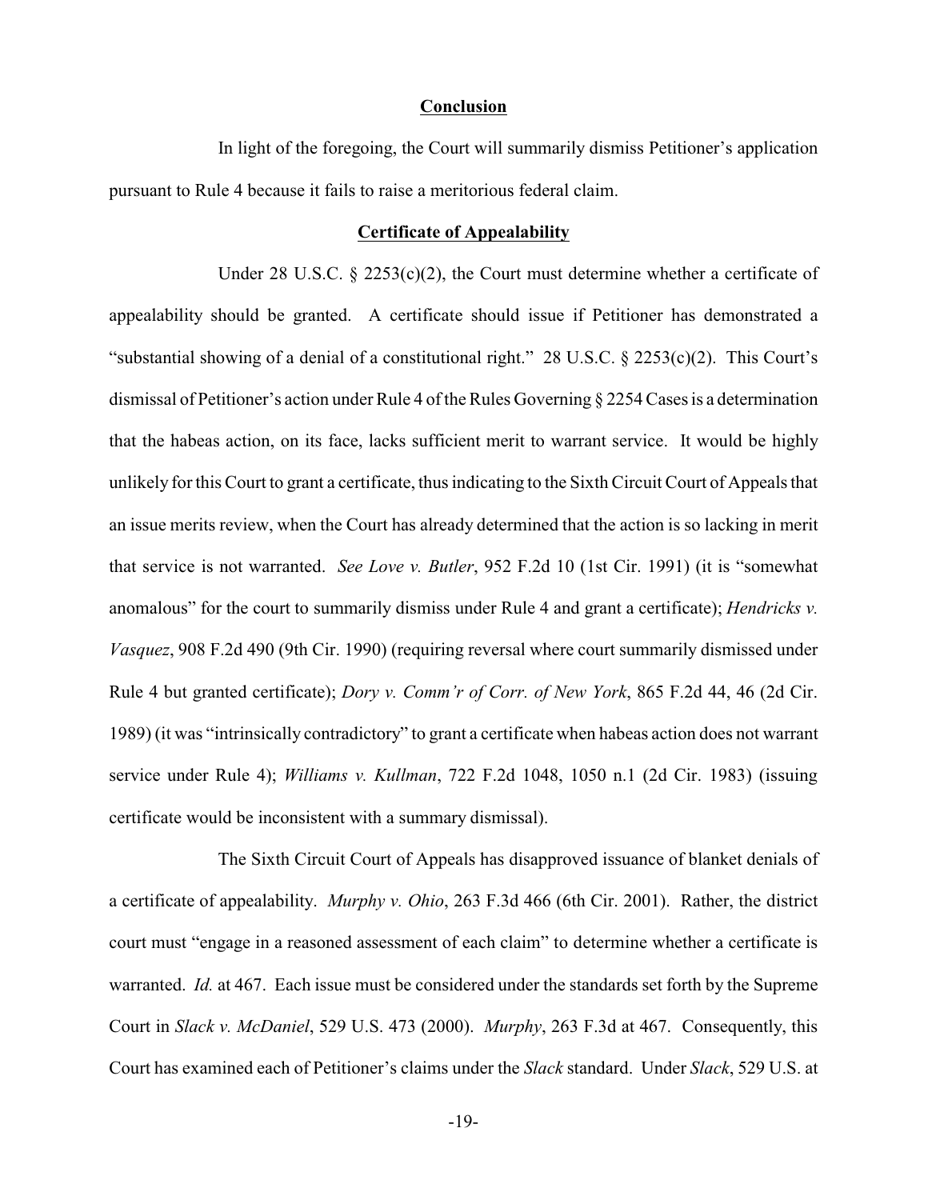**Conclusion**

In light of the foregoing, the Court will summarily dismiss Petitioner's application pursuant to Rule 4 because it fails to raise a meritorious federal claim.

**Certificate of Appealability**

Under 28 U.S.C. § 2253(c)(2), the Court must determine whether a certificate of appealability should be granted. A certificate should issue if Petitioner has demonstrated a "substantial showing of a denial of a constitutional right." 28 U.S.C. § 2253(c)(2). This Court's dismissal of Petitioner's action under Rule 4 of the Rules Governing § 2254 Cases is a determination that the habeas action, on its face, lacks sufficient merit to warrant service. It would be highly unlikely for this Court to grant a certificate, thus indicating to the Sixth Circuit Court of Appeals that an issue merits review, when the Court has already determined that the action is so lacking in merit that service is not warranted. *See Love v. Butler*, 952 F.2d 10 (1st Cir. 1991) (it is "somewhat anomalous" for the court to summarily dismiss under Rule 4 and grant a certificate); *Hendricks v. Vasquez*, 908 F.2d 490 (9th Cir. 1990) (requiring reversal where court summarily dismissed under Rule 4 but granted certificate); *Dory v. Comm'r of Corr. of New York*, 865 F.2d 44, 46 (2d Cir. 1989) (it was "intrinsically contradictory" to grant a certificate when habeas action does not warrant service under Rule 4); *Williams v. Kullman*, 722 F.2d 1048, 1050 n.1 (2d Cir. 1983) (issuing certificate would be inconsistent with a summary dismissal).

The Sixth Circuit Court of Appeals has disapproved issuance of blanket denials of a certificate of appealability. *Murphy v. Ohio*, 263 F.3d 466 (6th Cir. 2001). Rather, the district court must "engage in a reasoned assessment of each claim" to determine whether a certificate is warranted. *Id.* at 467. Each issue must be considered under the standards set forth by the Supreme Court in *Slack v. McDaniel*, 529 U.S. 473 (2000). *Murphy*, 263 F.3d at 467. Consequently, this Court has examined each of Petitioner's claims under the *Slack* standard. Under *Slack*, 529 U.S. at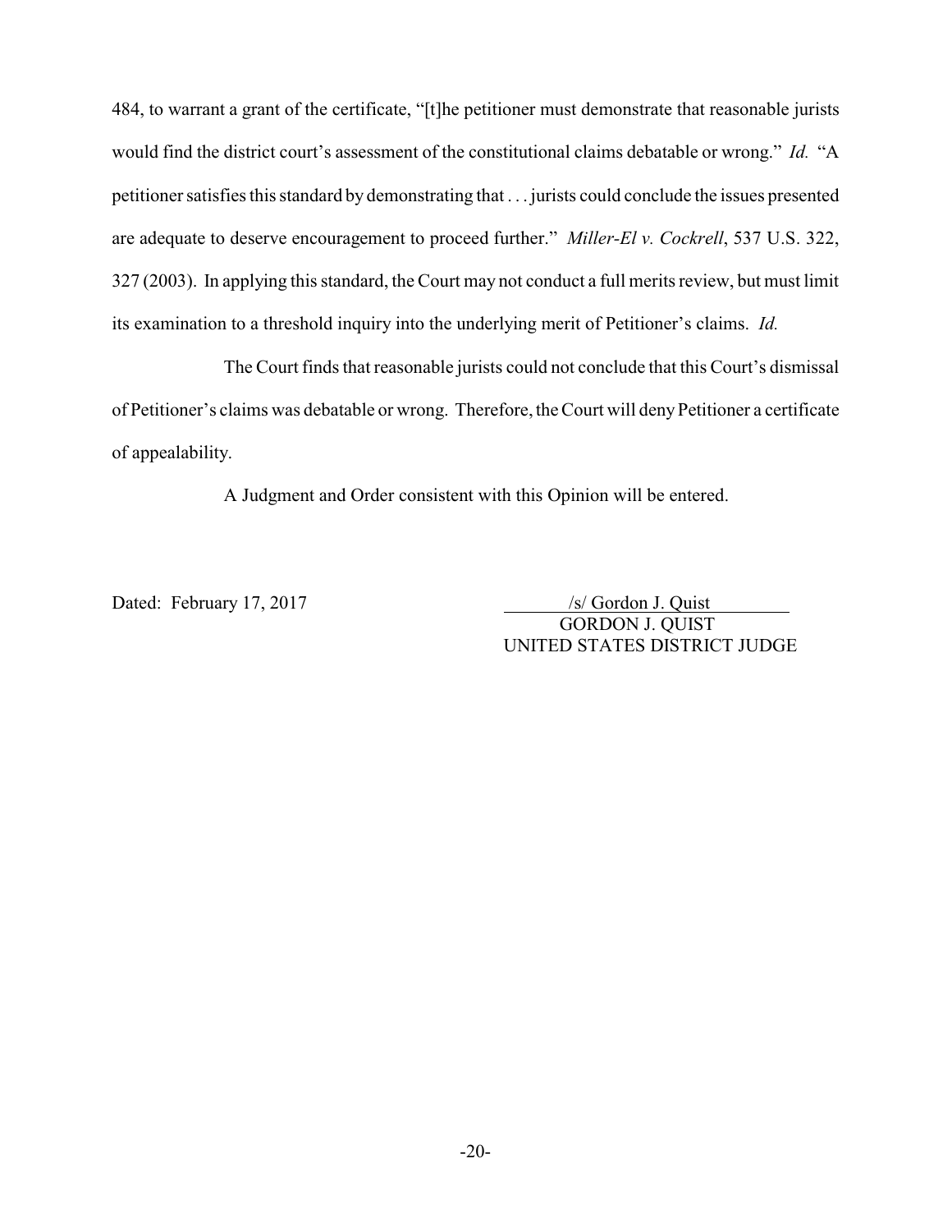484, to warrant a grant of the certificate, "[t]he petitioner must demonstrate that reasonable jurists would find the district court's assessment of the constitutional claims debatable or wrong." *Id.* "A petitioner satisfies this standard by demonstrating that . . . jurists could conclude the issues presented are adequate to deserve encouragement to proceed further." *Miller-El v. Cockrell*, 537 U.S. 322, 327 (2003). In applying this standard, the Court may not conduct a full merits review, but must limit its examination to a threshold inquiry into the underlying merit of Petitioner's claims. *Id.*

The Court finds that reasonable jurists could not conclude that this Court's dismissal of Petitioner's claims was debatable or wrong. Therefore, the Court will deny Petitioner a certificate of appealability.

A Judgment and Order consistent with this Opinion will be entered.

Dated: February 17, 2017

/s/ Gordon J. Quist
GORDON J. QUIST
UNITED STATES DISTRICT JUDGE